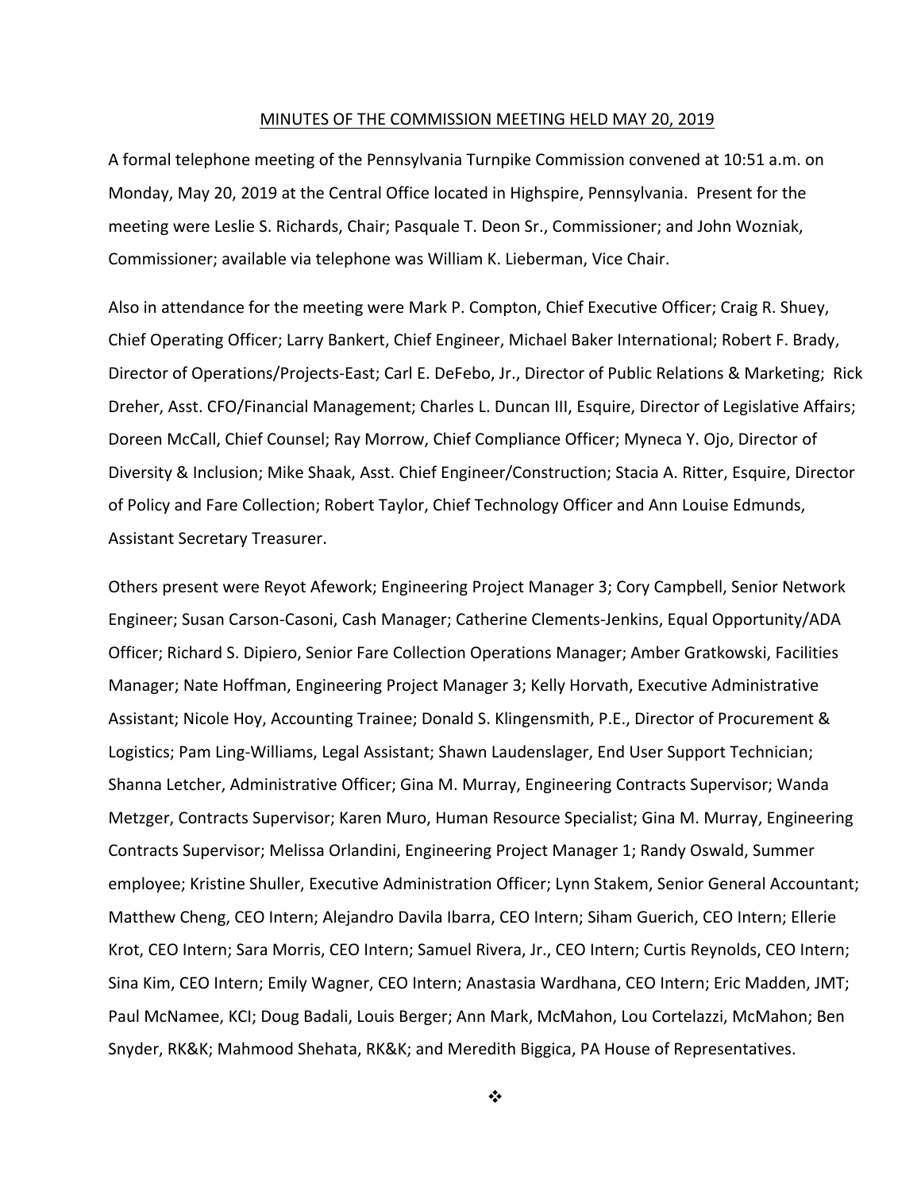# MINUTES OF THE COMMISSION MEETING HELD MAY 20, 2019

A formal telephone meeting of the Pennsylvania Turnpike Commission convened at 10:51 a.m. on Monday, May 20, 2019 at the Central Office located in Highspire, Pennsylvania. Present for the meeting were Leslie S. Richards, Chair; Pasquale T. Deon Sr., Commissioner; and John Wozniak, Commissioner; available via telephone was William K. Lieberman, Vice Chair.

Also in attendance for the meeting were Mark P. Compton, Chief Executive Officer; Craig R. Shuey, Chief Operating Officer; Larry Bankert, Chief Engineer, Michael Baker International; Robert F. Brady, Director of Operations/Projects-East; Carl E. DeFebo, Jr., Director of Public Relations & Marketing; Rick Dreher, Asst. CFO/Financial Management; Charles L. Duncan III, Esquire, Director of Legislative Affairs; Doreen McCall, Chief Counsel; Ray Morrow, Chief Compliance Officer; Myneca Y. Ojo, Director of Diversity & Inclusion; Mike Shaak, Asst. Chief Engineer/Construction; Stacia A. Ritter, Esquire, Director of Policy and Fare Collection; Robert Taylor, Chief Technology Officer and Ann Louise Edmunds, Assistant Secretary Treasurer.

Others present were Reyot Afework; Engineering Project Manager 3; Cory Campbell, Senior Network Engineer; Susan Carson-Casoni, Cash Manager; Catherine Clements-Jenkins, Equal Opportunity/ADA Officer; Richard S. Dipiero, Senior Fare Collection Operations Manager; Amber Gratkowski, Facilities Manager; Nate Hoffman, Engineering Project Manager 3; Kelly Horvath, Executive Administrative Assistant; Nicole Hoy, Accounting Trainee; Donald S. Klingensmith, P.E., Director of Procurement & Logistics; Pam Ling-Williams, Legal Assistant; Shawn Laudenslager, End User Support Technician; Shanna Letcher, Administrative Officer; Gina M. Murray, Engineering Contracts Supervisor; Wanda Metzger, Contracts Supervisor; Karen Muro, Human Resource Specialist; Gina M. Murray, Engineering Contracts Supervisor; Melissa Orlandini, Engineering Project Manager 1; Randy Oswald, Summer employee; Kristine Shuller, Executive Administration Officer; Lynn Stakem, Senior General Accountant; Matthew Cheng, CEO Intern; Alejandro Davila Ibarra, CEO Intern; Siham Guerich, CEO Intern; Ellerie Krot, CEO Intern; Sara Morris, CEO Intern; Samuel Rivera, Jr., CEO Intern; Curtis Reynolds, CEO Intern; Sina Kim, CEO Intern; Emily Wagner, CEO Intern; Anastasia Wardhana, CEO Intern; Eric Madden, JMT; Paul McNamee, KCI; Doug Badali, Louis Berger; Ann Mark, McMahon, Lou Cortelazzi, McMahon; Ben Snyder, RK&K; Mahmood Shehata, RK&K; and Meredith Biggica, PA House of Representatives.

❖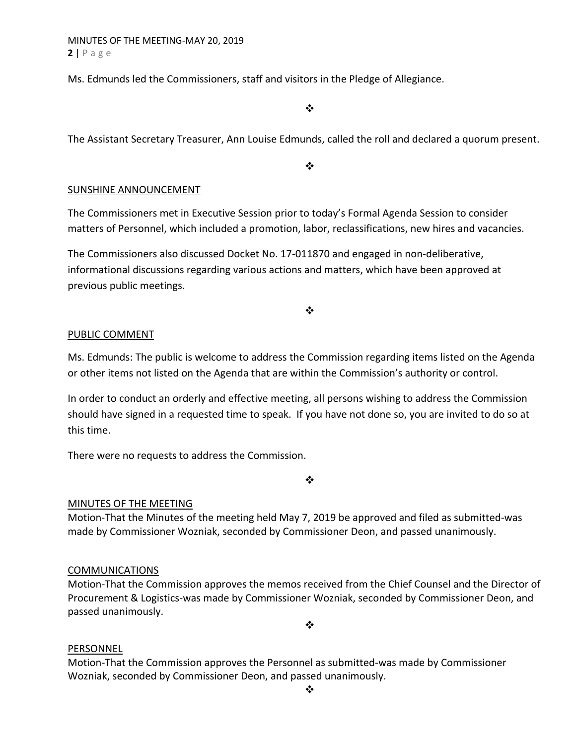Ms. Edmunds led the Commissioners, staff and visitors in the Pledge of Allegiance.

❖

The Assistant Secretary Treasurer, Ann Louise Edmunds, called the roll and declared a quorum present.

❖

## SUNSHINE ANNOUNCEMENT

The Commissioners met in Executive Session prior to today's Formal Agenda Session to consider matters of Personnel, which included a promotion, labor, reclassifications, new hires and vacancies.

The Commissioners also discussed Docket No. 17-011870 and engaged in non-deliberative, informational discussions regarding various actions and matters, which have been approved at previous public meetings.

❖

## PUBLIC COMMENT

Ms. Edmunds: The public is welcome to address the Commission regarding items listed on the Agenda or other items not listed on the Agenda that are within the Commission's authority or control.

In order to conduct an orderly and effective meeting, all persons wishing to address the Commission should have signed in a requested time to speak. If you have not done so, you are invited to do so at this time.

There were no requests to address the Commission.

❖

## MINUTES OF THE MEETING

Motion-That the Minutes of the meeting held May 7, 2019 be approved and filed as submitted-was made by Commissioner Wozniak, seconded by Commissioner Deon, and passed unanimously.

## COMMUNICATIONS

Motion-That the Commission approves the memos received from the Chief Counsel and the Director of Procurement & Logistics-was made by Commissioner Wozniak, seconded by Commissioner Deon, and passed unanimously.

❖

## PERSONNEL

Motion-That the Commission approves the Personnel as submitted-was made by Commissioner Wozniak, seconded by Commissioner Deon, and passed unanimously.

❖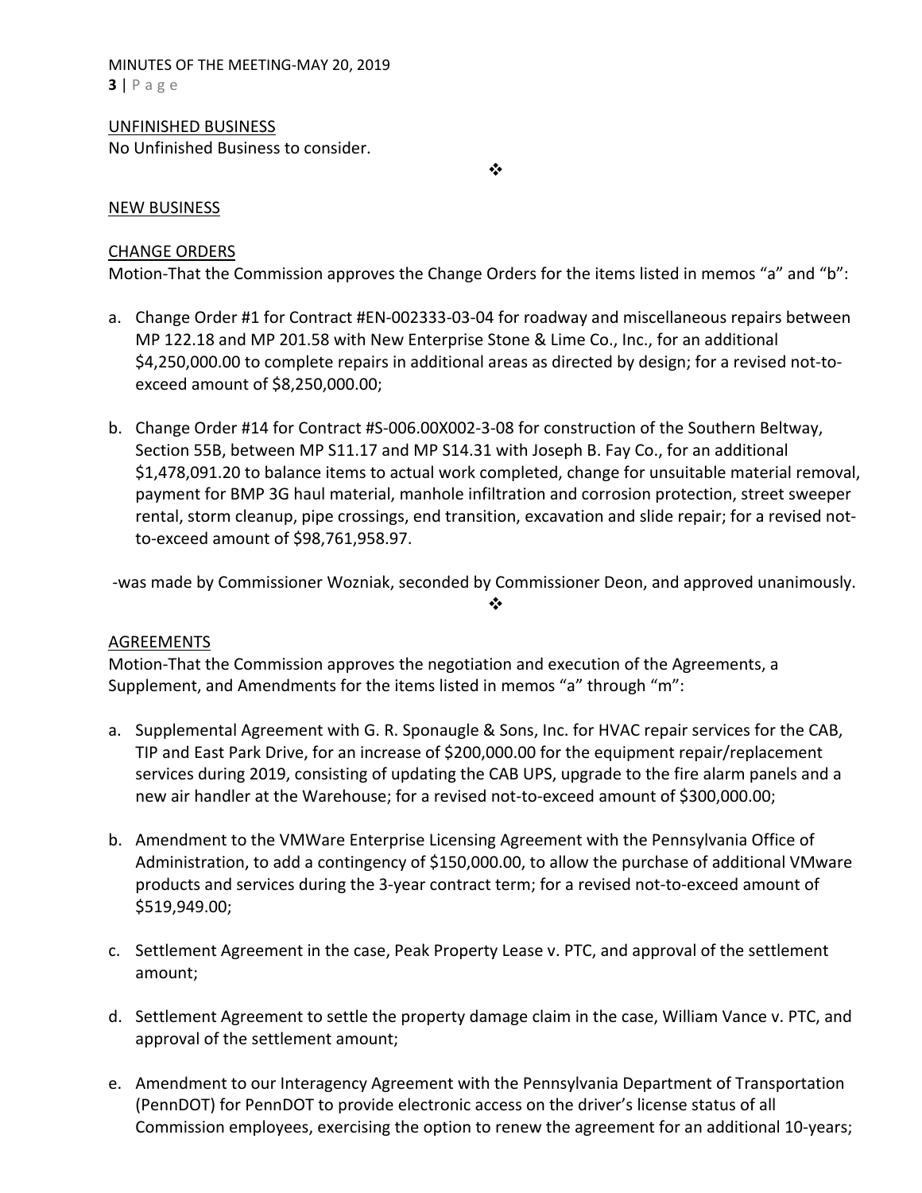## UNFINISHED BUSINESS

No Unfinished Business to consider.

❖

## NEW BUSINESS

### CHANGE ORDERS

Motion-That the Commission approves the Change Orders for the items listed in memos "a" and "b":

a. Change Order #1 for Contract #EN-002333-03-04 for roadway and miscellaneous repairs between MP 122.18 and MP 201.58 with New Enterprise Stone & Lime Co., Inc., for an additional $4,250,000.00 to complete repairs in additional areas as directed by design; for a revised not-to-exceed amount of $8,250,000.00;

b. Change Order #14 for Contract #S-006.00X002-3-08 for construction of the Southern Beltway, Section 55B, between MP S11.17 and MP S14.31 with Joseph B. Fay Co., for an additional $1,478,091.20 to balance items to actual work completed, change for unsuitable material removal, payment for BMP 3G haul material, manhole infiltration and corrosion protection, street sweeper rental, storm cleanup, pipe crossings, end transition, excavation and slide repair; for a revised not-to-exceed amount of $98,761,958.97.

-was made by Commissioner Wozniak, seconded by Commissioner Deon, and approved unanimously.

❖

### AGREEMENTS

Motion-That the Commission approves the negotiation and execution of the Agreements, a Supplement, and Amendments for the items listed in memos "a" through "m":

a. Supplemental Agreement with G. R. Sponaugle & Sons, Inc. for HVAC repair services for the CAB, TIP and East Park Drive, for an increase of $200,000.00 for the equipment repair/replacement services during 2019, consisting of updating the CAB UPS, upgrade to the fire alarm panels and a new air handler at the Warehouse; for a revised not-to-exceed amount of $300,000.00;

b. Amendment to the VMWare Enterprise Licensing Agreement with the Pennsylvania Office of Administration, to add a contingency of $150,000.00, to allow the purchase of additional VMware products and services during the 3-year contract term; for a revised not-to-exceed amount of $519,949.00;

c. Settlement Agreement in the case, Peak Property Lease v. PTC, and approval of the settlement amount;

d. Settlement Agreement to settle the property damage claim in the case, William Vance v. PTC, and approval of the settlement amount;

e. Amendment to our Interagency Agreement with the Pennsylvania Department of Transportation (PennDOT) for PennDOT to provide electronic access on the driver's license status of all Commission employees, exercising the option to renew the agreement for an additional 10-years;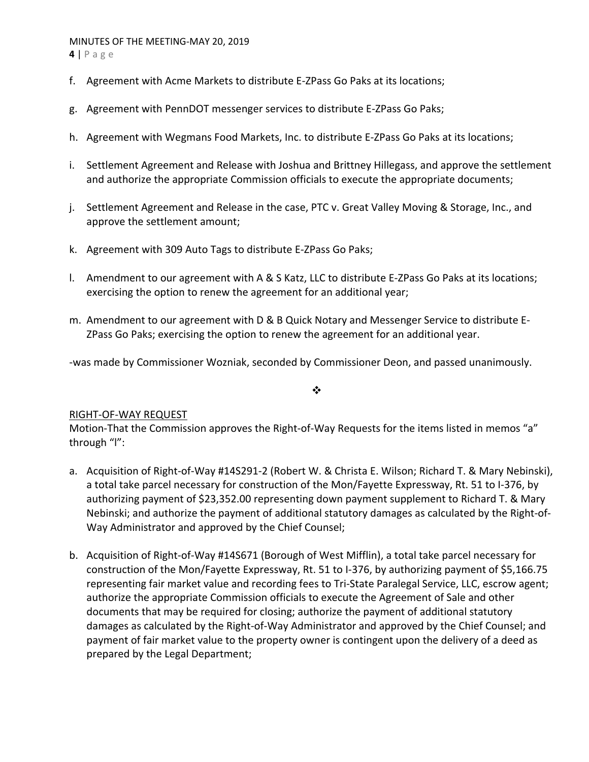f. Agreement with Acme Markets to distribute E-ZPass Go Paks at its locations;

g. Agreement with PennDOT messenger services to distribute E-ZPass Go Paks;

h. Agreement with Wegmans Food Markets, Inc. to distribute E-ZPass Go Paks at its locations;

i. Settlement Agreement and Release with Joshua and Brittney Hillegass, and approve the settlement and authorize the appropriate Commission officials to execute the appropriate documents;

j. Settlement Agreement and Release in the case, PTC v. Great Valley Moving & Storage, Inc., and approve the settlement amount;

k. Agreement with 309 Auto Tags to distribute E-ZPass Go Paks;

l. Amendment to our agreement with A & S Katz, LLC to distribute E-ZPass Go Paks at its locations; exercising the option to renew the agreement for an additional year;

m. Amendment to our agreement with D & B Quick Notary and Messenger Service to distribute E-ZPass Go Paks; exercising the option to renew the agreement for an additional year.

-was made by Commissioner Wozniak, seconded by Commissioner Deon, and passed unanimously.

❖

RIGHT-OF-WAY REQUEST

Motion-That the Commission approves the Right-of-Way Requests for the items listed in memos "a" through "l":

a. Acquisition of Right-of-Way #14S291-2 (Robert W. & Christa E. Wilson; Richard T. & Mary Nebinski), a total take parcel necessary for construction of the Mon/Fayette Expressway, Rt. 51 to I-376, by authorizing payment of $23,352.00 representing down payment supplement to Richard T. & Mary Nebinski; and authorize the payment of additional statutory damages as calculated by the Right-of-Way Administrator and approved by the Chief Counsel;

b. Acquisition of Right-of-Way #14S671 (Borough of West Mifflin), a total take parcel necessary for construction of the Mon/Fayette Expressway, Rt. 51 to I-376, by authorizing payment of $5,166.75 representing fair market value and recording fees to Tri-State Paralegal Service, LLC, escrow agent; authorize the appropriate Commission officials to execute the Agreement of Sale and other documents that may be required for closing; authorize the payment of additional statutory damages as calculated by the Right-of-Way Administrator and approved by the Chief Counsel; and payment of fair market value to the property owner is contingent upon the delivery of a deed as prepared by the Legal Department;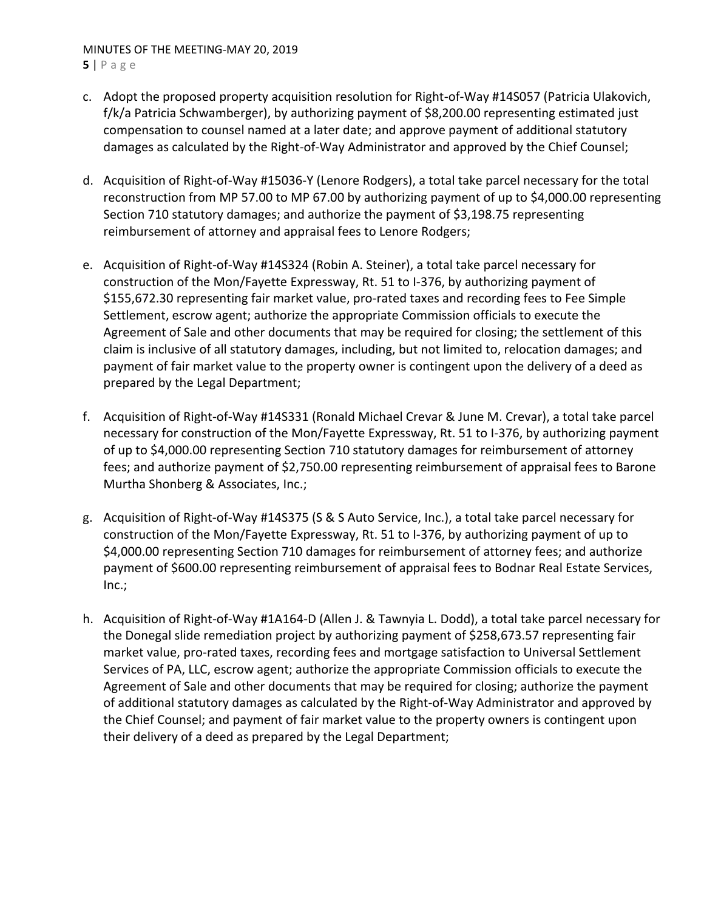c. Adopt the proposed property acquisition resolution for Right-of-Way #14S057 (Patricia Ulakovich, f/k/a Patricia Schwamberger), by authorizing payment of $8,200.00 representing estimated just compensation to counsel named at a later date; and approve payment of additional statutory damages as calculated by the Right-of-Way Administrator and approved by the Chief Counsel;

d. Acquisition of Right-of-Way #15036-Y (Lenore Rodgers), a total take parcel necessary for the total reconstruction from MP 57.00 to MP 67.00 by authorizing payment of up to $4,000.00 representing Section 710 statutory damages; and authorize the payment of $3,198.75 representing reimbursement of attorney and appraisal fees to Lenore Rodgers;

e. Acquisition of Right-of-Way #14S324 (Robin A. Steiner), a total take parcel necessary for construction of the Mon/Fayette Expressway, Rt. 51 to I-376, by authorizing payment of $155,672.30 representing fair market value, pro-rated taxes and recording fees to Fee Simple Settlement, escrow agent; authorize the appropriate Commission officials to execute the Agreement of Sale and other documents that may be required for closing; the settlement of this claim is inclusive of all statutory damages, including, but not limited to, relocation damages; and payment of fair market value to the property owner is contingent upon the delivery of a deed as prepared by the Legal Department;

f. Acquisition of Right-of-Way #14S331 (Ronald Michael Crevar & June M. Crevar), a total take parcel necessary for construction of the Mon/Fayette Expressway, Rt. 51 to I-376, by authorizing payment of up to $4,000.00 representing Section 710 statutory damages for reimbursement of attorney fees; and authorize payment of $2,750.00 representing reimbursement of appraisal fees to Barone Murtha Shonberg & Associates, Inc.;

g. Acquisition of Right-of-Way #14S375 (S & S Auto Service, Inc.), a total take parcel necessary for construction of the Mon/Fayette Expressway, Rt. 51 to I-376, by authorizing payment of up to $4,000.00 representing Section 710 damages for reimbursement of attorney fees; and authorize payment of $600.00 representing reimbursement of appraisal fees to Bodnar Real Estate Services, Inc.;

h. Acquisition of Right-of-Way #1A164-D (Allen J. & Tawnyia L. Dodd), a total take parcel necessary for the Donegal slide remediation project by authorizing payment of $258,673.57 representing fair market value, pro-rated taxes, recording fees and mortgage satisfaction to Universal Settlement Services of PA, LLC, escrow agent; authorize the appropriate Commission officials to execute the Agreement of Sale and other documents that may be required for closing; authorize the payment of additional statutory damages as calculated by the Right-of-Way Administrator and approved by the Chief Counsel; and payment of fair market value to the property owners is contingent upon their delivery of a deed as prepared by the Legal Department;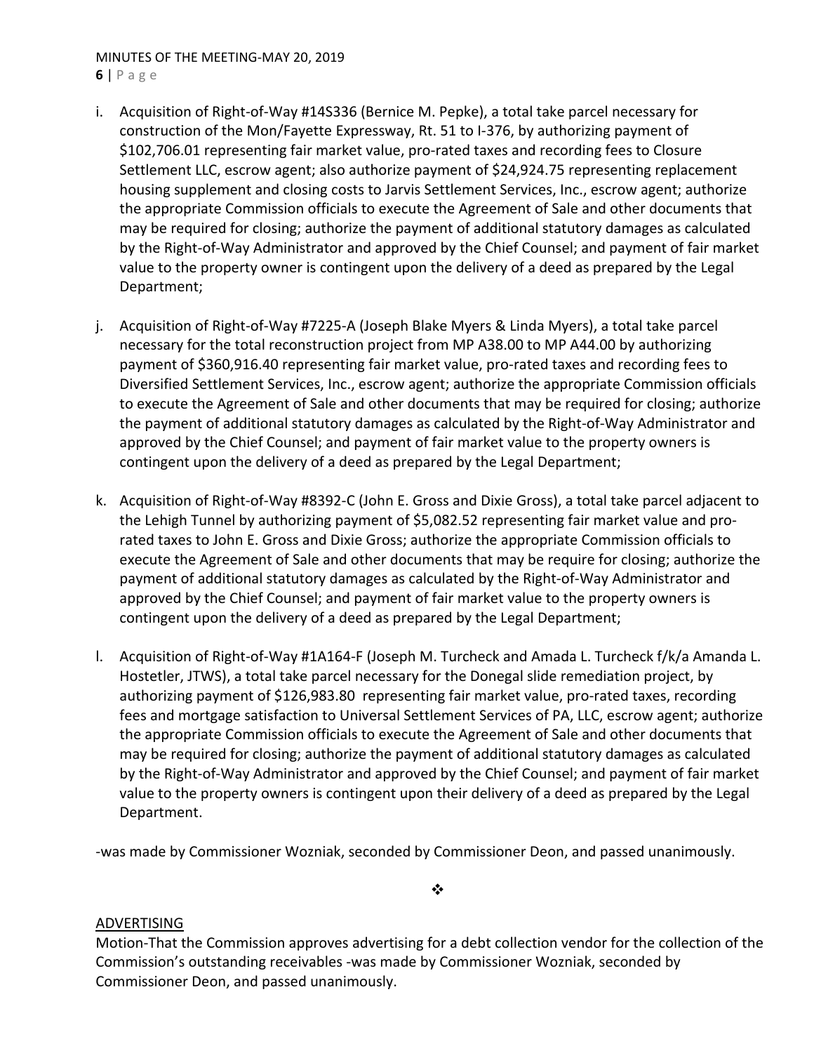i. Acquisition of Right-of-Way #14S336 (Bernice M. Pepke), a total take parcel necessary for construction of the Mon/Fayette Expressway, Rt. 51 to I-376, by authorizing payment of $102,706.01 representing fair market value, pro-rated taxes and recording fees to Closure Settlement LLC, escrow agent; also authorize payment of $24,924.75 representing replacement housing supplement and closing costs to Jarvis Settlement Services, Inc., escrow agent; authorize the appropriate Commission officials to execute the Agreement of Sale and other documents that may be required for closing; authorize the payment of additional statutory damages as calculated by the Right-of-Way Administrator and approved by the Chief Counsel; and payment of fair market value to the property owner is contingent upon the delivery of a deed as prepared by the Legal Department;

j. Acquisition of Right-of-Way #7225-A (Joseph Blake Myers & Linda Myers), a total take parcel necessary for the total reconstruction project from MP A38.00 to MP A44.00 by authorizing payment of $360,916.40 representing fair market value, pro-rated taxes and recording fees to Diversified Settlement Services, Inc., escrow agent; authorize the appropriate Commission officials to execute the Agreement of Sale and other documents that may be required for closing; authorize the payment of additional statutory damages as calculated by the Right-of-Way Administrator and approved by the Chief Counsel; and payment of fair market value to the property owners is contingent upon the delivery of a deed as prepared by the Legal Department;

k. Acquisition of Right-of-Way #8392-C (John E. Gross and Dixie Gross), a total take parcel adjacent to the Lehigh Tunnel by authorizing payment of $5,082.52 representing fair market value and pro-rated taxes to John E. Gross and Dixie Gross; authorize the appropriate Commission officials to execute the Agreement of Sale and other documents that may be require for closing; authorize the payment of additional statutory damages as calculated by the Right-of-Way Administrator and approved by the Chief Counsel; and payment of fair market value to the property owners is contingent upon the delivery of a deed as prepared by the Legal Department;

l. Acquisition of Right-of-Way #1A164-F (Joseph M. Turcheck and Amada L. Turcheck f/k/a Amanda L. Hostetler, JTWS), a total take parcel necessary for the Donegal slide remediation project, by authorizing payment of $126,983.80 representing fair market value, pro-rated taxes, recording fees and mortgage satisfaction to Universal Settlement Services of PA, LLC, escrow agent; authorize the appropriate Commission officials to execute the Agreement of Sale and other documents that may be required for closing; authorize the payment of additional statutory damages as calculated by the Right-of-Way Administrator and approved by the Chief Counsel; and payment of fair market value to the property owners is contingent upon their delivery of a deed as prepared by the Legal Department.

-was made by Commissioner Wozniak, seconded by Commissioner Deon, and passed unanimously.

❖

ADVERTISING

Motion-That the Commission approves advertising for a debt collection vendor for the collection of the Commission's outstanding receivables -was made by Commissioner Wozniak, seconded by Commissioner Deon, and passed unanimously.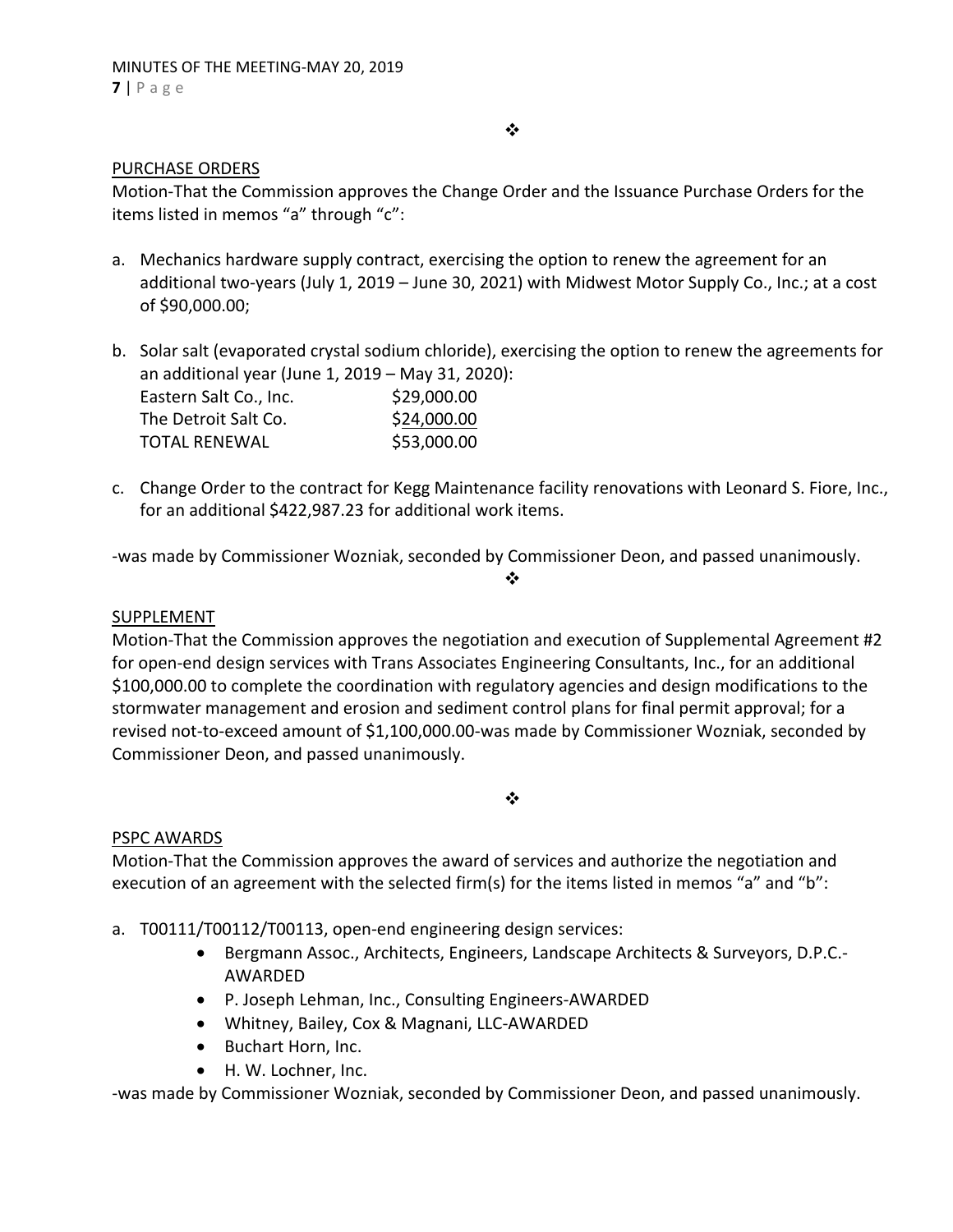❖

PURCHASE ORDERS

Motion-That the Commission approves the Change Order and the Issuance Purchase Orders for the items listed in memos "a" through "c":

a. Mechanics hardware supply contract, exercising the option to renew the agreement for an additional two-years (July 1, 2019 – June 30, 2021) with Midwest Motor Supply Co., Inc.; at a cost of $90,000.00;

b. Solar salt (evaporated crystal sodium chloride), exercising the option to renew the agreements for an additional year (June 1, 2019 – May 31, 2020):

| | |
|---|---|
| Eastern Salt Co., Inc. | $29,000.00 |
| The Detroit Salt Co. | $24,000.00 |
| TOTAL RENEWAL | $53,000.00 |

c. Change Order to the contract for Kegg Maintenance facility renovations with Leonard S. Fiore, Inc., for an additional $422,987.23 for additional work items.

-was made by Commissioner Wozniak, seconded by Commissioner Deon, and passed unanimously.

❖

SUPPLEMENT

Motion-That the Commission approves the negotiation and execution of Supplemental Agreement #2 for open-end design services with Trans Associates Engineering Consultants, Inc., for an additional $100,000.00 to complete the coordination with regulatory agencies and design modifications to the stormwater management and erosion and sediment control plans for final permit approval; for a revised not-to-exceed amount of $1,100,000.00-was made by Commissioner Wozniak, seconded by Commissioner Deon, and passed unanimously.

❖

PSPC AWARDS

Motion-That the Commission approves the award of services and authorize the negotiation and execution of an agreement with the selected firm(s) for the items listed in memos "a" and "b":

a. T00111/T00112/T00113, open-end engineering design services:
   - Bergmann Assoc., Architects, Engineers, Landscape Architects & Surveyors, D.P.C.-AWARDED
   - P. Joseph Lehman, Inc., Consulting Engineers-AWARDED
   - Whitney, Bailey, Cox & Magnani, LLC-AWARDED
   - Buchart Horn, Inc.
   - H. W. Lochner, Inc.

-was made by Commissioner Wozniak, seconded by Commissioner Deon, and passed unanimously.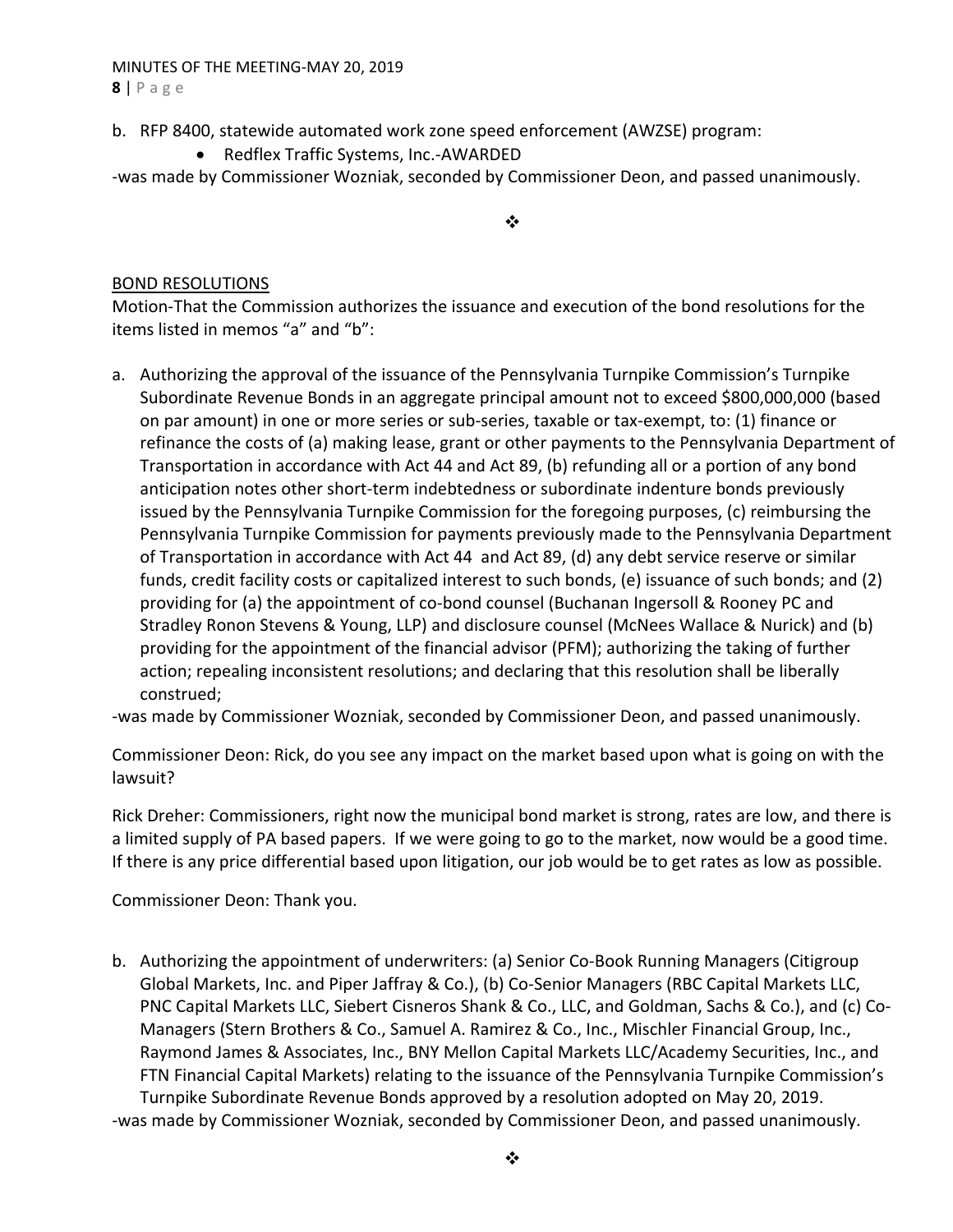b. RFP 8400, statewide automated work zone speed enforcement (AWZSE) program:
    - Redflex Traffic Systems, Inc.-AWARDED

-was made by Commissioner Wozniak, seconded by Commissioner Deon, and passed unanimously.

❖

<u>BOND RESOLUTIONS</u>

Motion-That the Commission authorizes the issuance and execution of the bond resolutions for the items listed in memos "a" and "b":

a. Authorizing the approval of the issuance of the Pennsylvania Turnpike Commission's Turnpike Subordinate Revenue Bonds in an aggregate principal amount not to exceed $800,000,000 (based on par amount) in one or more series or sub-series, taxable or tax-exempt, to: (1) finance or refinance the costs of (a) making lease, grant or other payments to the Pennsylvania Department of Transportation in accordance with Act 44 and Act 89, (b) refunding all or a portion of any bond anticipation notes other short-term indebtedness or subordinate indenture bonds previously issued by the Pennsylvania Turnpike Commission for the foregoing purposes, (c) reimbursing the Pennsylvania Turnpike Commission for payments previously made to the Pennsylvania Department of Transportation in accordance with Act 44 and Act 89, (d) any debt service reserve or similar funds, credit facility costs or capitalized interest to such bonds, (e) issuance of such bonds; and (2) providing for (a) the appointment of co-bond counsel (Buchanan Ingersoll & Rooney PC and Stradley Ronon Stevens & Young, LLP) and disclosure counsel (McNees Wallace & Nurick) and (b) providing for the appointment of the financial advisor (PFM); authorizing the taking of further action; repealing inconsistent resolutions; and declaring that this resolution shall be liberally construed;

-was made by Commissioner Wozniak, seconded by Commissioner Deon, and passed unanimously.

Commissioner Deon: Rick, do you see any impact on the market based upon what is going on with the lawsuit?

Rick Dreher: Commissioners, right now the municipal bond market is strong, rates are low, and there is a limited supply of PA based papers. If we were going to go to the market, now would be a good time. If there is any price differential based upon litigation, our job would be to get rates as low as possible.

Commissioner Deon: Thank you.

b. Authorizing the appointment of underwriters: (a) Senior Co-Book Running Managers (Citigroup Global Markets, Inc. and Piper Jaffray & Co.), (b) Co-Senior Managers (RBC Capital Markets LLC, PNC Capital Markets LLC, Siebert Cisneros Shank & Co., LLC, and Goldman, Sachs & Co.), and (c) Co-Managers (Stern Brothers & Co., Samuel A. Ramirez & Co., Inc., Mischler Financial Group, Inc., Raymond James & Associates, Inc., BNY Mellon Capital Markets LLC/Academy Securities, Inc., and FTN Financial Capital Markets) relating to the issuance of the Pennsylvania Turnpike Commission's Turnpike Subordinate Revenue Bonds approved by a resolution adopted on May 20, 2019.

-was made by Commissioner Wozniak, seconded by Commissioner Deon, and passed unanimously.

❖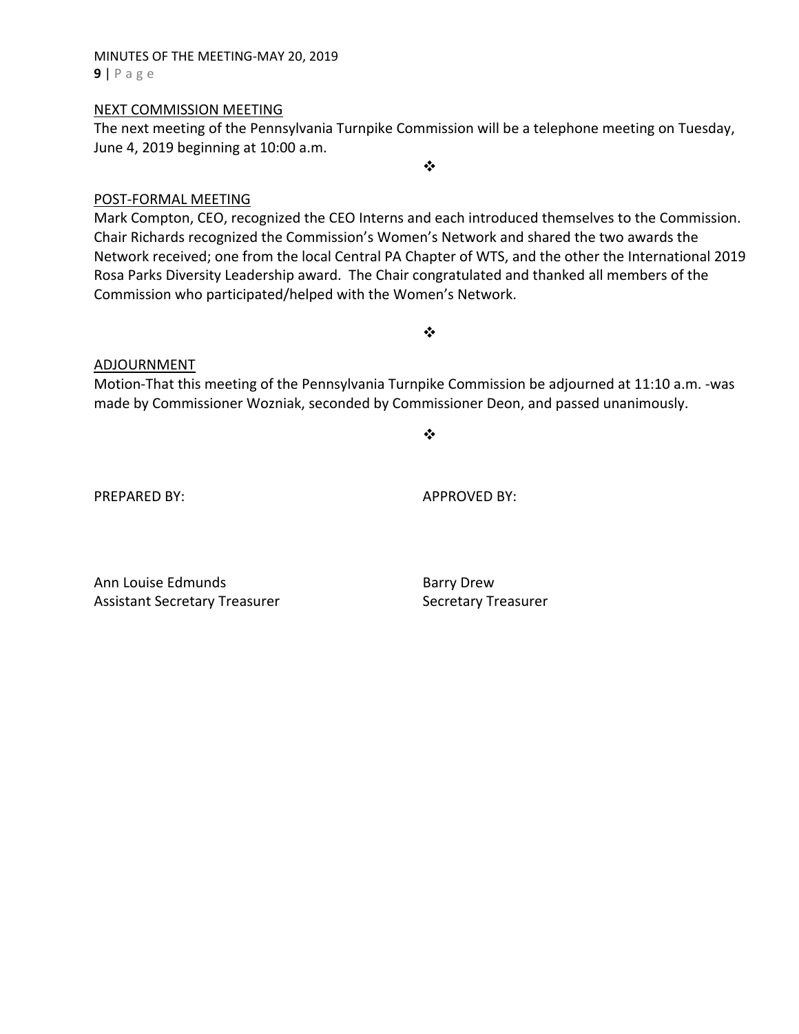## NEXT COMMISSION MEETING

The next meeting of the Pennsylvania Turnpike Commission will be a telephone meeting on Tuesday, June 4, 2019 beginning at 10:00 a.m.

❖

## POST-FORMAL MEETING

Mark Compton, CEO, recognized the CEO Interns and each introduced themselves to the Commission. Chair Richards recognized the Commission's Women's Network and shared the two awards the Network received; one from the local Central PA Chapter of WTS, and the other the International 2019 Rosa Parks Diversity Leadership award. The Chair congratulated and thanked all members of the Commission who participated/helped with the Women's Network.

❖

## ADJOURNMENT

Motion-That this meeting of the Pennsylvania Turnpike Commission be adjourned at 11:10 a.m. -was made by Commissioner Wozniak, seconded by Commissioner Deon, and passed unanimously.

❖

| | |
|---|---|
| PREPARED BY: | APPROVED BY: |
| Ann Louise Edmunds<br>Assistant Secretary Treasurer | Barry Drew<br>Secretary Treasurer |